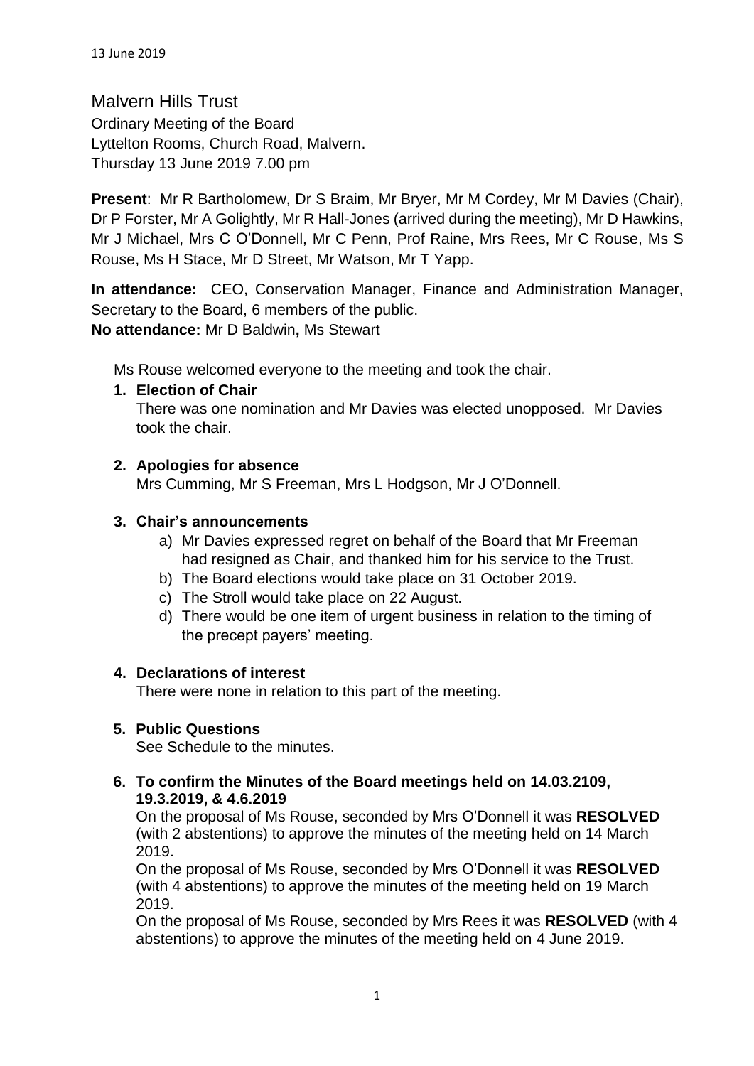# Malvern Hills Trust

Ordinary Meeting of the Board
Lyttelton Rooms, Church Road, Malvern.
Thursday 13 June 2019 7.00 pm

**Present**: Mr R Bartholomew, Dr S Braim, Mr Bryer, Mr M Cordey, Mr M Davies (Chair), Dr P Forster, Mr A Golightly, Mr R Hall-Jones (arrived during the meeting), Mr D Hawkins, Mr J Michael, Mrs C O'Donnell, Mr C Penn, Prof Raine, Mrs Rees, Mr C Rouse, Ms S Rouse, Ms H Stace, Mr D Street, Mr Watson, Mr T Yapp.

**In attendance:** CEO, Conservation Manager, Finance and Administration Manager, Secretary to the Board, 6 members of the public.
**No attendance:** Mr D Baldwin**,** Ms Stewart

Ms Rouse welcomed everyone to the meeting and took the chair.

1. **Election of Chair**
   There was one nomination and Mr Davies was elected unopposed. Mr Davies took the chair.

2. **Apologies for absence**
   Mrs Cumming, Mr S Freeman, Mrs L Hodgson, Mr J O'Donnell.

3. **Chair's announcements**
   a) Mr Davies expressed regret on behalf of the Board that Mr Freeman had resigned as Chair, and thanked him for his service to the Trust.
   b) The Board elections would take place on 31 October 2019.
   c) The Stroll would take place on 22 August.
   d) There would be one item of urgent business in relation to the timing of the precept payers' meeting.

4. **Declarations of interest**
   There were none in relation to this part of the meeting.

5. **Public Questions**
   See Schedule to the minutes.

6. **To confirm the Minutes of the Board meetings held on 14.03.2109, 19.3.2019, & 4.6.2019**
   On the proposal of Ms Rouse, seconded by Mrs O'Donnell it was **RESOLVED** (with 2 abstentions) to approve the minutes of the meeting held on 14 March 2019.
   On the proposal of Ms Rouse, seconded by Mrs O'Donnell it was **RESOLVED** (with 4 abstentions) to approve the minutes of the meeting held on 19 March 2019.
   On the proposal of Ms Rouse, seconded by Mrs Rees it was **RESOLVED** (with 4 abstentions) to approve the minutes of the meeting held on 4 June 2019.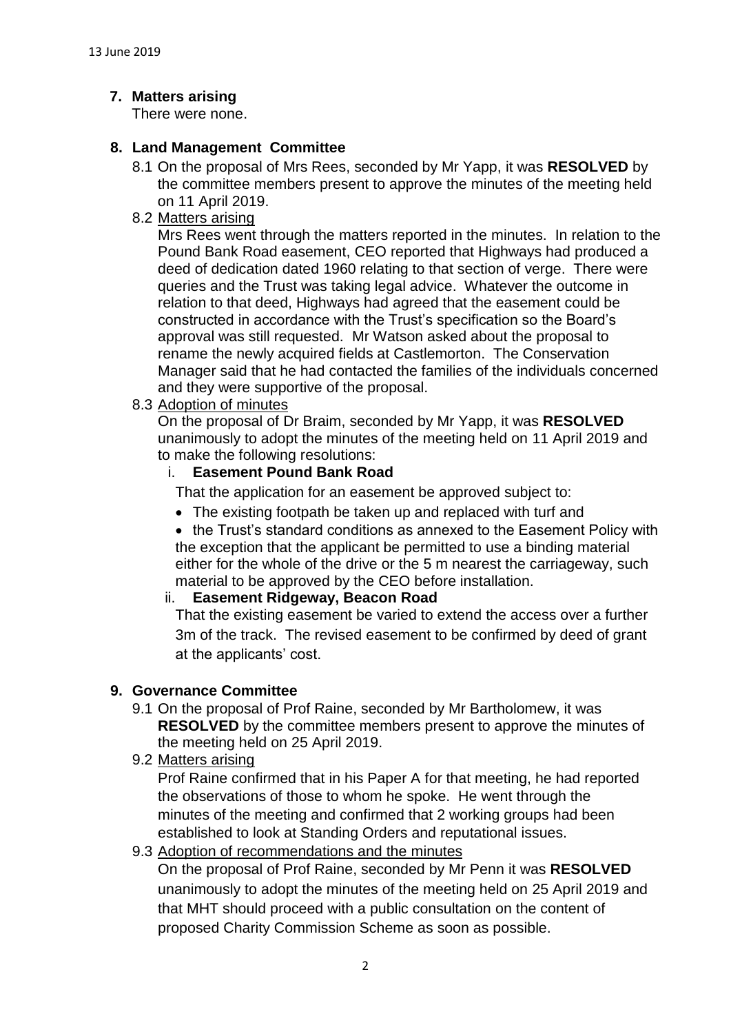## 7. Matters arising

There were none.

## 8. Land Management Committee

8.1 On the proposal of Mrs Rees, seconded by Mr Yapp, it was **RESOLVED** by the committee members present to approve the minutes of the meeting held on 11 April 2019.

8.2 Matters arising

Mrs Rees went through the matters reported in the minutes. In relation to the Pound Bank Road easement, CEO reported that Highways had produced a deed of dedication dated 1960 relating to that section of verge. There were queries and the Trust was taking legal advice. Whatever the outcome in relation to that deed, Highways had agreed that the easement could be constructed in accordance with the Trust's specification so the Board's approval was still requested. Mr Watson asked about the proposal to rename the newly acquired fields at Castlemorton. The Conservation Manager said that he had contacted the families of the individuals concerned and they were supportive of the proposal.

8.3 Adoption of minutes

On the proposal of Dr Braim, seconded by Mr Yapp, it was **RESOLVED** unanimously to adopt the minutes of the meeting held on 11 April 2019 and to make the following resolutions:

i. **Easement Pound Bank Road**

That the application for an easement be approved subject to:

- The existing footpath be taken up and replaced with turf and
- the Trust's standard conditions as annexed to the Easement Policy with the exception that the applicant be permitted to use a binding material either for the whole of the drive or the 5 m nearest the carriageway, such material to be approved by the CEO before installation.

ii. **Easement Ridgeway, Beacon Road**

That the existing easement be varied to extend the access over a further 3m of the track. The revised easement to be confirmed by deed of grant at the applicants' cost.

## 9. Governance Committee

9.1 On the proposal of Prof Raine, seconded by Mr Bartholomew, it was **RESOLVED** by the committee members present to approve the minutes of the meeting held on 25 April 2019.

9.2 Matters arising

Prof Raine confirmed that in his Paper A for that meeting, he had reported the observations of those to whom he spoke. He went through the minutes of the meeting and confirmed that 2 working groups had been established to look at Standing Orders and reputational issues.

9.3 Adoption of recommendations and the minutes

On the proposal of Prof Raine, seconded by Mr Penn it was **RESOLVED** unanimously to adopt the minutes of the meeting held on 25 April 2019 and that MHT should proceed with a public consultation on the content of proposed Charity Commission Scheme as soon as possible.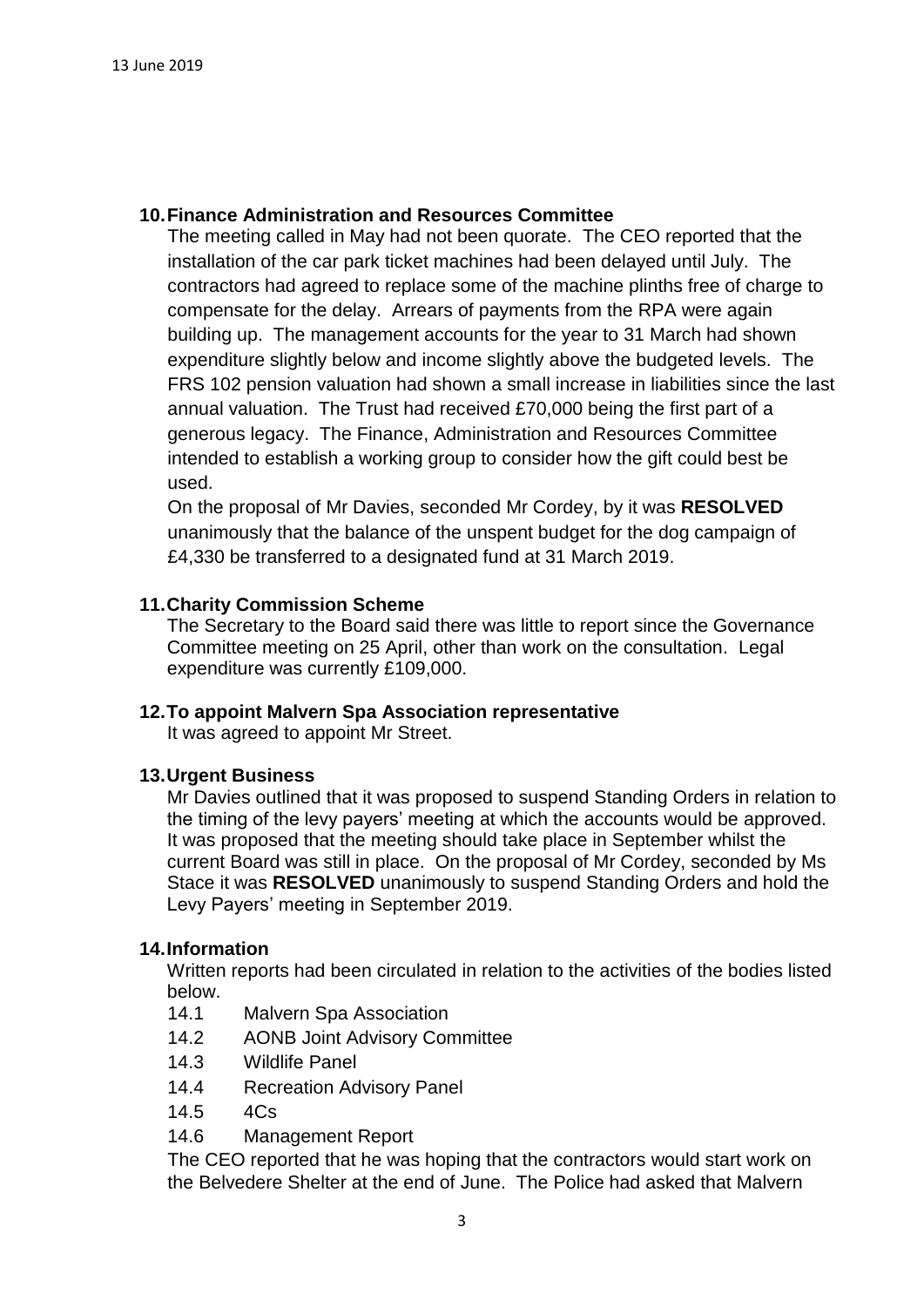## 10. Finance Administration and Resources Committee

The meeting called in May had not been quorate. The CEO reported that the installation of the car park ticket machines had been delayed until July. The contractors had agreed to replace some of the machine plinths free of charge to compensate for the delay. Arrears of payments from the RPA were again building up. The management accounts for the year to 31 March had shown expenditure slightly below and income slightly above the budgeted levels. The FRS 102 pension valuation had shown a small increase in liabilities since the last annual valuation. The Trust had received £70,000 being the first part of a generous legacy. The Finance, Administration and Resources Committee intended to establish a working group to consider how the gift could best be used.

On the proposal of Mr Davies, seconded Mr Cordey, by it was **RESOLVED** unanimously that the balance of the unspent budget for the dog campaign of £4,330 be transferred to a designated fund at 31 March 2019.

## 11. Charity Commission Scheme

The Secretary to the Board said there was little to report since the Governance Committee meeting on 25 April, other than work on the consultation. Legal expenditure was currently £109,000.

## 12. To appoint Malvern Spa Association representative

It was agreed to appoint Mr Street.

## 13. Urgent Business

Mr Davies outlined that it was proposed to suspend Standing Orders in relation to the timing of the levy payers' meeting at which the accounts would be approved. It was proposed that the meeting should take place in September whilst the current Board was still in place. On the proposal of Mr Cordey, seconded by Ms Stace it was **RESOLVED** unanimously to suspend Standing Orders and hold the Levy Payers' meeting in September 2019.

## 14. Information

Written reports had been circulated in relation to the activities of the bodies listed below.

14.1 Malvern Spa Association

14.2 AONB Joint Advisory Committee

14.3 Wildlife Panel

14.4 Recreation Advisory Panel

14.5 4Cs

14.6 Management Report

The CEO reported that he was hoping that the contractors would start work on the Belvedere Shelter at the end of June. The Police had asked that Malvern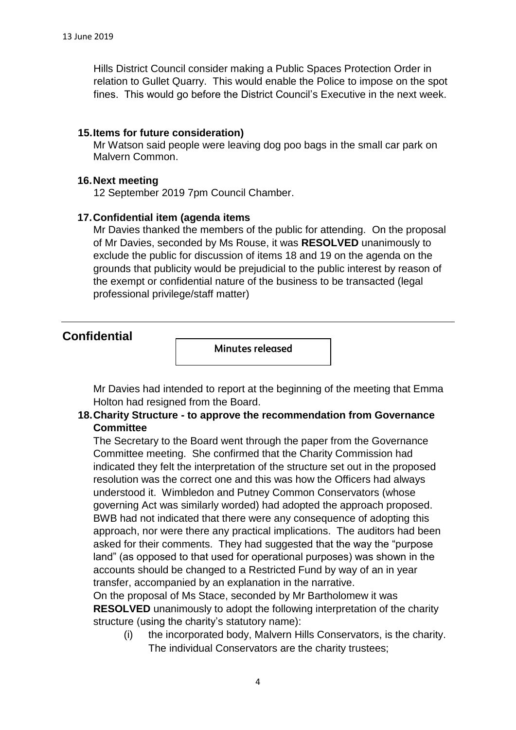Hills District Council consider making a Public Spaces Protection Order in relation to Gullet Quarry. This would enable the Police to impose on the spot fines. This would go before the District Council's Executive in the next week.

**15. Items for future consideration)**

Mr Watson said people were leaving dog poo bags in the small car park on Malvern Common.

**16. Next meeting**

12 September 2019 7pm Council Chamber.

**17. Confidential item (agenda items**

Mr Davies thanked the members of the public for attending. On the proposal of Mr Davies, seconded by Ms Rouse, it was **RESOLVED** unanimously to exclude the public for discussion of items 18 and 19 on the agenda on the grounds that publicity would be prejudicial to the public interest by reason of the exempt or confidential nature of the business to be transacted (legal professional privilege/staff matter)

---

## Confidential

**Minutes released**

Mr Davies had intended to report at the beginning of the meeting that Emma Holton had resigned from the Board.

**18. Charity Structure - to approve the recommendation from Governance Committee**

The Secretary to the Board went through the paper from the Governance Committee meeting. She confirmed that the Charity Commission had indicated they felt the interpretation of the structure set out in the proposed resolution was the correct one and this was how the Officers had always understood it. Wimbledon and Putney Common Conservators (whose governing Act was similarly worded) had adopted the approach proposed. BWB had not indicated that there were any consequence of adopting this approach, nor were there any practical implications. The auditors had been asked for their comments. They had suggested that the way the "purpose land" (as opposed to that used for operational purposes) was shown in the accounts should be changed to a Restricted Fund by way of an in year transfer, accompanied by an explanation in the narrative.

On the proposal of Ms Stace, seconded by Mr Bartholomew it was **RESOLVED** unanimously to adopt the following interpretation of the charity structure (using the charity's statutory name):

(i) the incorporated body, Malvern Hills Conservators, is the charity. The individual Conservators are the charity trustees;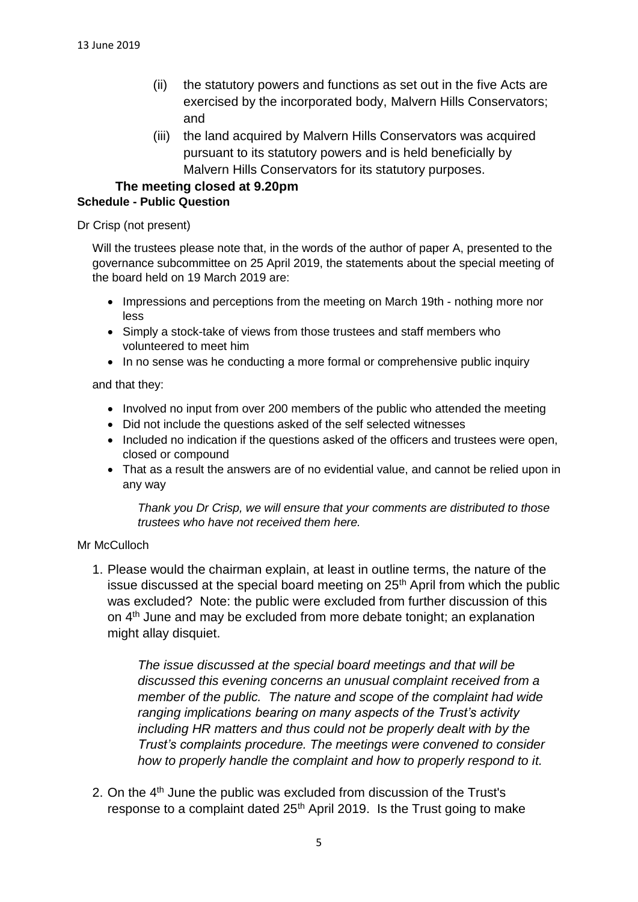(ii) the statutory powers and functions as set out in the five Acts are exercised by the incorporated body, Malvern Hills Conservators; and

(iii) the land acquired by Malvern Hills Conservators was acquired pursuant to its statutory powers and is held beneficially by Malvern Hills Conservators for its statutory purposes.

**The meeting closed at 9.20pm**

**Schedule - Public Question**

Dr Crisp (not present)

Will the trustees please note that, in the words of the author of paper A, presented to the governance subcommittee on 25 April 2019, the statements about the special meeting of the board held on 19 March 2019 are:

- Impressions and perceptions from the meeting on March 19th - nothing more nor less
- Simply a stock-take of views from those trustees and staff members who volunteered to meet him
- In no sense was he conducting a more formal or comprehensive public inquiry

and that they:

- Involved no input from over 200 members of the public who attended the meeting
- Did not include the questions asked of the self selected witnesses
- Included no indication if the questions asked of the officers and trustees were open, closed or compound
- That as a result the answers are of no evidential value, and cannot be relied upon in any way

*Thank you Dr Crisp, we will ensure that your comments are distributed to those trustees who have not received them here.*

Mr McCulloch

1. Please would the chairman explain, at least in outline terms, the nature of the issue discussed at the special board meeting on 25th April from which the public was excluded? Note: the public were excluded from further discussion of this on 4th June and may be excluded from more debate tonight; an explanation might allay disquiet.

   *The issue discussed at the special board meetings and that will be discussed this evening concerns an unusual complaint received from a member of the public. The nature and scope of the complaint had wide ranging implications bearing on many aspects of the Trust's activity including HR matters and thus could not be properly dealt with by the Trust's complaints procedure. The meetings were convened to consider how to properly handle the complaint and how to properly respond to it.*

2. On the 4th June the public was excluded from discussion of the Trust's response to a complaint dated 25th April 2019. Is the Trust going to make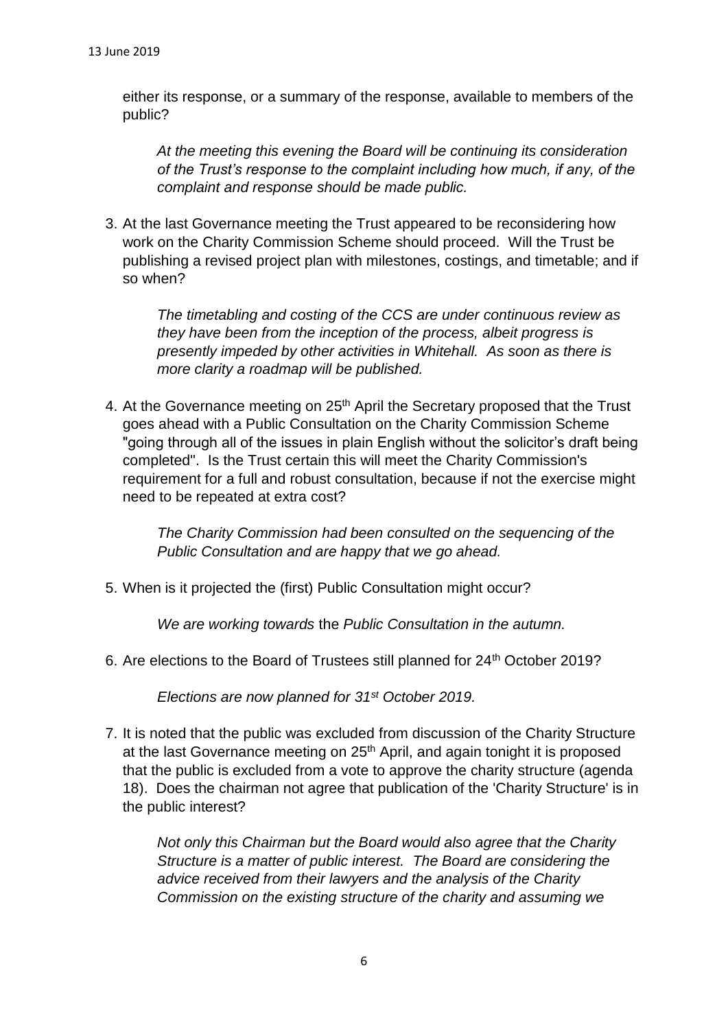either its response, or a summary of the response, available to members of the public?

*At the meeting this evening the Board will be continuing its consideration of the Trust's response to the complaint including how much, if any, of the complaint and response should be made public.*

3. At the last Governance meeting the Trust appeared to be reconsidering how work on the Charity Commission Scheme should proceed. Will the Trust be publishing a revised project plan with milestones, costings, and timetable; and if so when?

   *The timetabling and costing of the CCS are under continuous review as they have been from the inception of the process, albeit progress is presently impeded by other activities in Whitehall. As soon as there is more clarity a roadmap will be published.*

4. At the Governance meeting on 25th April the Secretary proposed that the Trust goes ahead with a Public Consultation on the Charity Commission Scheme "going through all of the issues in plain English without the solicitor's draft being completed". Is the Trust certain this will meet the Charity Commission's requirement for a full and robust consultation, because if not the exercise might need to be repeated at extra cost?

   *The Charity Commission had been consulted on the sequencing of the Public Consultation and are happy that we go ahead.*

5. When is it projected the (first) Public Consultation might occur?

   *We are working towards* the *Public Consultation in the autumn.*

6. Are elections to the Board of Trustees still planned for 24th October 2019?

   *Elections are now planned for 31st October 2019.*

7. It is noted that the public was excluded from discussion of the Charity Structure at the last Governance meeting on 25th April, and again tonight it is proposed that the public is excluded from a vote to approve the charity structure (agenda 18). Does the chairman not agree that publication of the 'Charity Structure' is in the public interest?

   *Not only this Chairman but the Board would also agree that the Charity Structure is a matter of public interest. The Board are considering the advice received from their lawyers and the analysis of the Charity Commission on the existing structure of the charity and assuming we*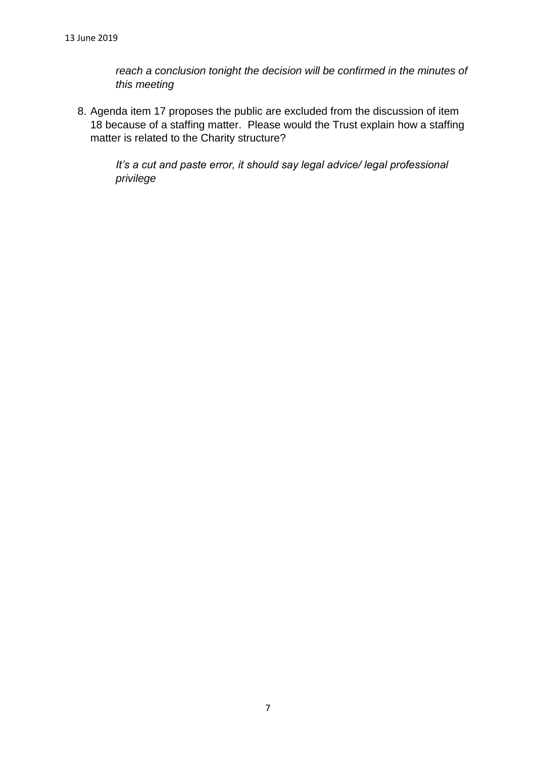*reach a conclusion tonight the decision will be confirmed in the minutes of this meeting*

8. Agenda item 17 proposes the public are excluded from the discussion of item 18 because of a staffing matter. Please would the Trust explain how a staffing matter is related to the Charity structure?

   *It's a cut and paste error, it should say legal advice/ legal professional privilege*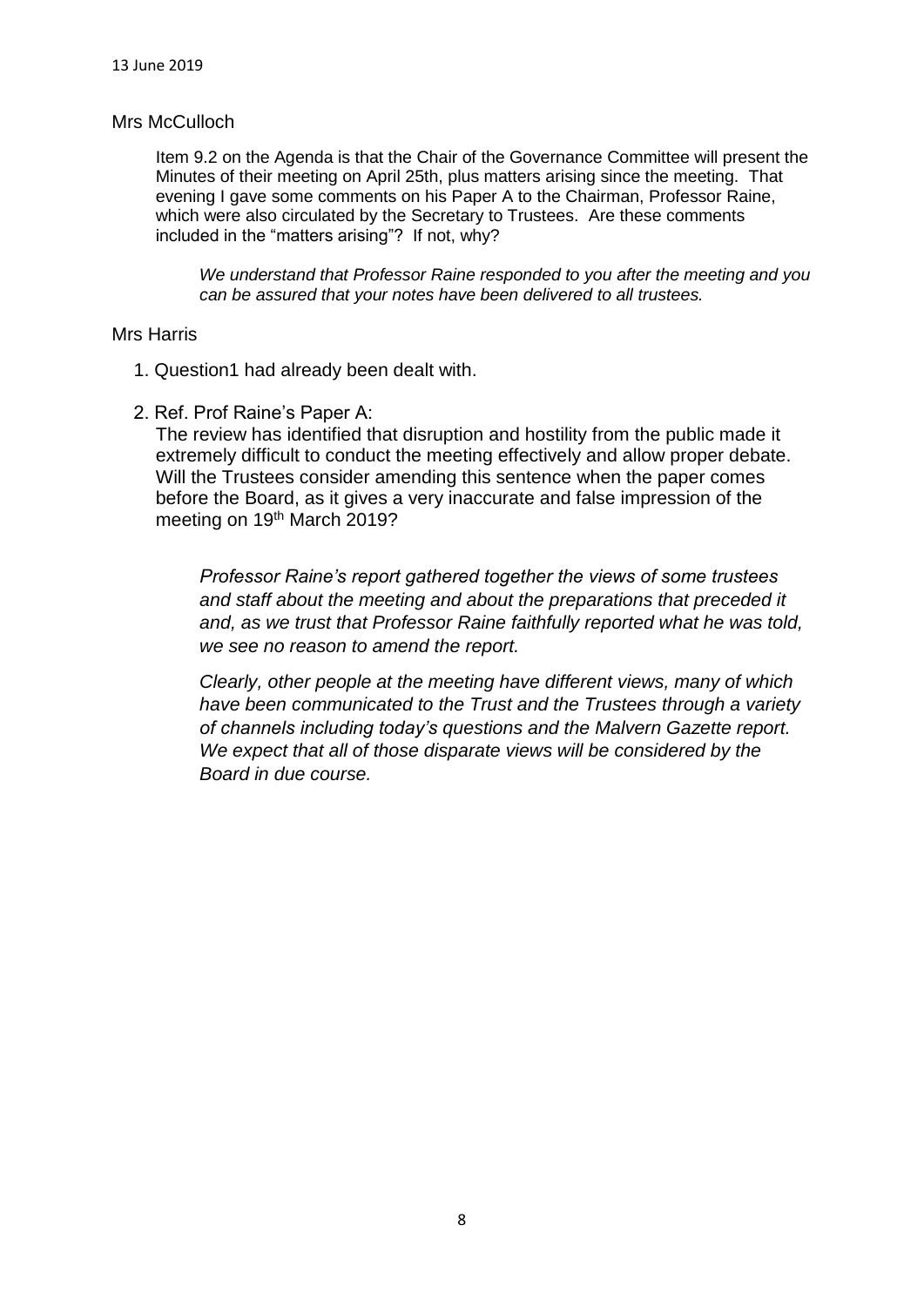Mrs McCulloch

Item 9.2 on the Agenda is that the Chair of the Governance Committee will present the Minutes of their meeting on April 25th, plus matters arising since the meeting. That evening I gave some comments on his Paper A to the Chairman, Professor Raine, which were also circulated by the Secretary to Trustees. Are these comments included in the "matters arising"? If not, why?

*We understand that Professor Raine responded to you after the meeting and you can be assured that your notes have been delivered to all trustees.*

Mrs Harris

1. Question1 had already been dealt with.
2. Ref. Prof Raine's Paper A:
   The review has identified that disruption and hostility from the public made it extremely difficult to conduct the meeting effectively and allow proper debate. Will the Trustees consider amending this sentence when the paper comes before the Board, as it gives a very inaccurate and false impression of the meeting on 19th March 2019?

   *Professor Raine's report gathered together the views of some trustees and staff about the meeting and about the preparations that preceded it and, as we trust that Professor Raine faithfully reported what he was told, we see no reason to amend the report.*

   *Clearly, other people at the meeting have different views, many of which have been communicated to the Trust and the Trustees through a variety of channels including today's questions and the Malvern Gazette report. We expect that all of those disparate views will be considered by the Board in due course.*